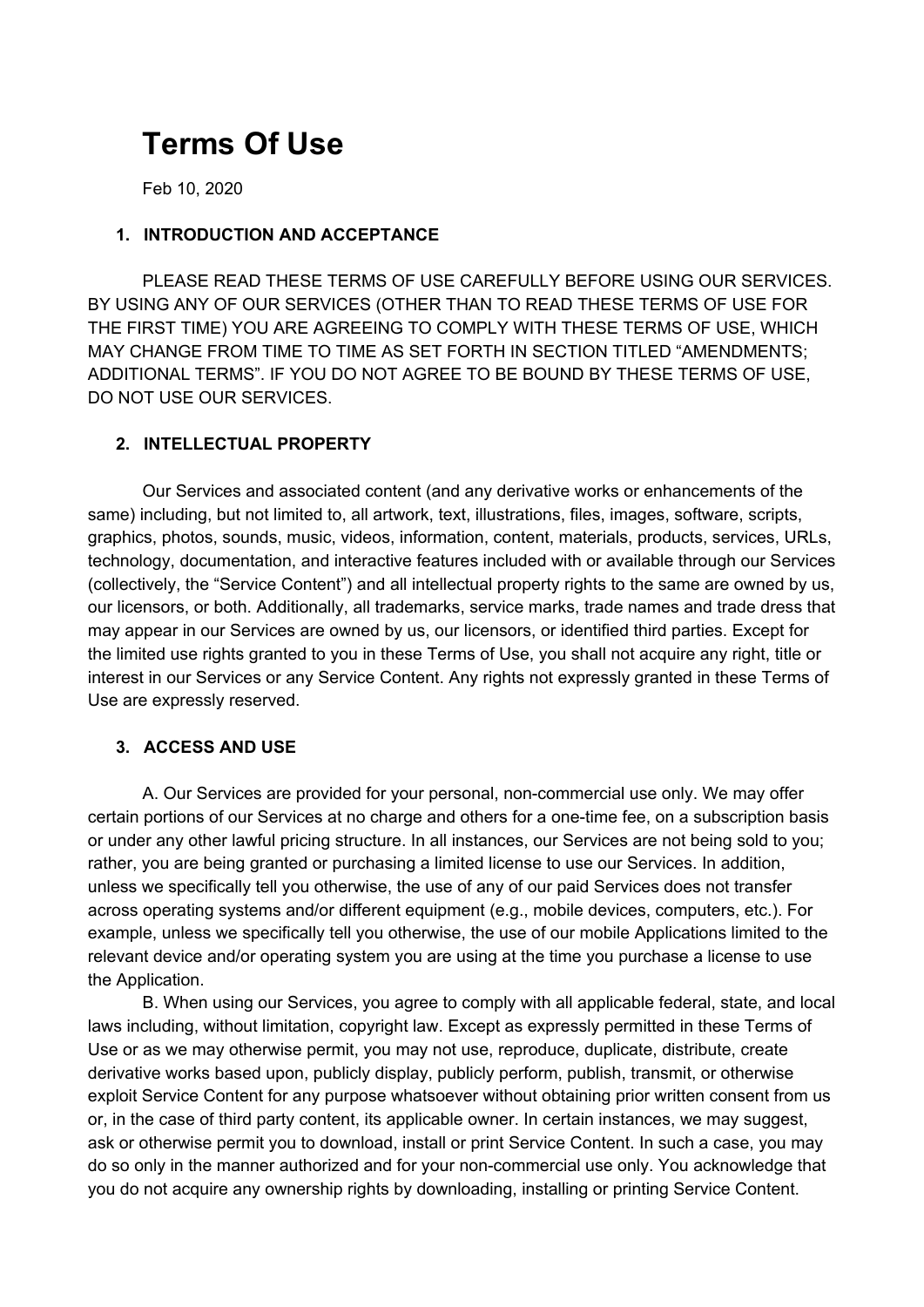# Terms Of Use

Feb 10, 2020

## 1. INTRODUCTION AND ACCEPTANCE

PLEASE READ THESE TERMS OF USE CAREFULLY BEFORE USING OUR SERVICES. BY USING ANY OF OUR SERVICES (OTHER THAN TO READ THESE TERMS OF USE FOR THE FIRST TIME) YOU ARE AGREEING TO COMPLY WITH THESE TERMS OF USE, WHICH MAY CHANGE FROM TIME TO TIME AS SET FORTH IN SECTION TITLED "AMENDMENTS; ADDITIONAL TERMS". IF YOU DO NOT AGREE TO BE BOUND BY THESE TERMS OF USE, DO NOT USE OUR SERVICES.

## 2. INTELLECTUAL PROPERTY

Our Services and associated content (and any derivative works or enhancements of the same) including, but not limited to, all artwork, text, illustrations, files, images, software, scripts, graphics, photos, sounds, music, videos, information, content, materials, products, services, URLs, technology, documentation, and interactive features included with or available through our Services (collectively, the "Service Content") and all intellectual property rights to the same are owned by us, our licensors, or both. Additionally, all trademarks, service marks, trade names and trade dress that may appear in our Services are owned by us, our licensors, or identified third parties. Except for the limited use rights granted to you in these Terms of Use, you shall not acquire any right, title or interest in our Services or any Service Content. Any rights not expressly granted in these Terms of Use are expressly reserved.

## 3. ACCESS AND USE

A. Our Services are provided for your personal, non-commercial use only. We may offer certain portions of our Services at no charge and others for a one-time fee, on a subscription basis or under any other lawful pricing structure. In all instances, our Services are not being sold to you; rather, you are being granted or purchasing a limited license to use our Services. In addition, unless we specifically tell you otherwise, the use of any of our paid Services does not transfer across operating systems and/or different equipment (e.g., mobile devices, computers, etc.). For example, unless we specifically tell you otherwise, the use of our mobile Applications limited to the relevant device and/or operating system you are using at the time you purchase a license to use the Application.

B. When using our Services, you agree to comply with all applicable federal, state, and local laws including, without limitation, copyright law. Except as expressly permitted in these Terms of Use or as we may otherwise permit, you may not use, reproduce, duplicate, distribute, create derivative works based upon, publicly display, publicly perform, publish, transmit, or otherwise exploit Service Content for any purpose whatsoever without obtaining prior written consent from us or, in the case of third party content, its applicable owner. In certain instances, we may suggest, ask or otherwise permit you to download, install or print Service Content. In such a case, you may do so only in the manner authorized and for your non-commercial use only. You acknowledge that you do not acquire any ownership rights by downloading, installing or printing Service Content.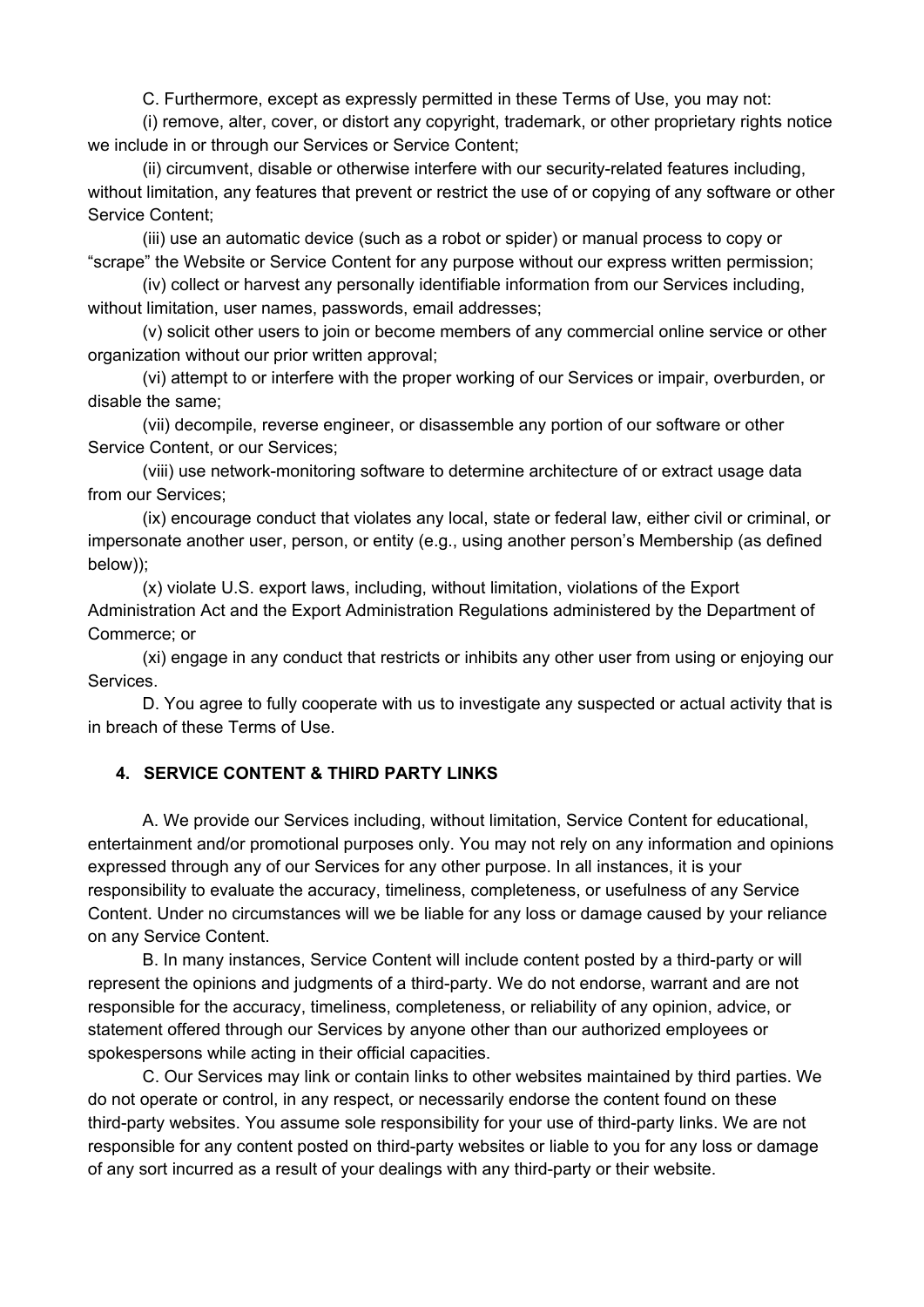C. Furthermore, except as expressly permitted in these Terms of Use, you may not:

(i) remove, alter, cover, or distort any copyright, trademark, or other proprietary rights notice we include in or through our Services or Service Content;

(ii) circumvent, disable or otherwise interfere with our security-related features including, without limitation, any features that prevent or restrict the use of or copying of any software or other Service Content;

(iii) use an automatic device (such as a robot or spider) or manual process to copy or "scrape" the Website or Service Content for any purpose without our express written permission;

(iv) collect or harvest any personally identifiable information from our Services including, without limitation, user names, passwords, email addresses;

(v) solicit other users to join or become members of any commercial online service or other organization without our prior written approval;

(vi) attempt to or interfere with the proper working of our Services or impair, overburden, or disable the same;

(vii) decompile, reverse engineer, or disassemble any portion of our software or other Service Content, or our Services;

(viii) use network-monitoring software to determine architecture of or extract usage data from our Services;

(ix) encourage conduct that violates any local, state or federal law, either civil or criminal, or impersonate another user, person, or entity (e.g., using another person's Membership (as defined below));

(x) violate U.S. export laws, including, without limitation, violations of the Export Administration Act and the Export Administration Regulations administered by the Department of Commerce; or

(xi) engage in any conduct that restricts or inhibits any other user from using or enjoying our Services.

D. You agree to fully cooperate with us to investigate any suspected or actual activity that is in breach of these Terms of Use.

## 4. SERVICE CONTENT & THIRD PARTY LINKS

A. We provide our Services including, without limitation, Service Content for educational, entertainment and/or promotional purposes only. You may not rely on any information and opinions expressed through any of our Services for any other purpose. In all instances, it is your responsibility to evaluate the accuracy, timeliness, completeness, or usefulness of any Service Content. Under no circumstances will we be liable for any loss or damage caused by your reliance on any Service Content.

B. In many instances, Service Content will include content posted by a third-party or will represent the opinions and judgments of a third-party. We do not endorse, warrant and are not responsible for the accuracy, timeliness, completeness, or reliability of any opinion, advice, or statement offered through our Services by anyone other than our authorized employees or spokespersons while acting in their official capacities.

C. Our Services may link or contain links to other websites maintained by third parties. We do not operate or control, in any respect, or necessarily endorse the content found on these third-party websites. You assume sole responsibility for your use of third-party links. We are not responsible for any content posted on third-party websites or liable to you for any loss or damage of any sort incurred as a result of your dealings with any third-party or their website.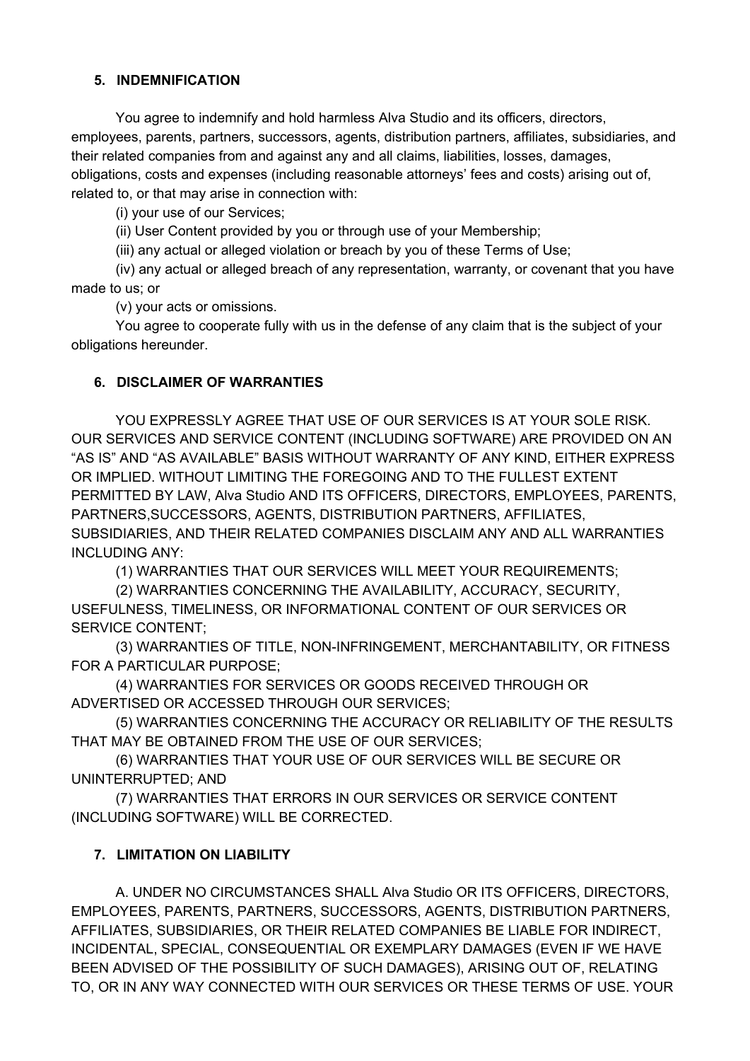## 5. INDEMNIFICATION

You agree to indemnify and hold harmless Alva Studio and its officers, directors, employees, parents, partners, successors, agents, distribution partners, affiliates, subsidiaries, and their related companies from and against any and all claims, liabilities, losses, damages, obligations, costs and expenses (including reasonable attorneys' fees and costs) arising out of, related to, or that may arise in connection with:

(i) your use of our Services;

(ii) User Content provided by you or through use of your Membership;

(iii) any actual or alleged violation or breach by you of these Terms of Use;

(iv) any actual or alleged breach of any representation, warranty, or covenant that you have made to us; or

(v) your acts or omissions.

You agree to cooperate fully with us in the defense of any claim that is the subject of your obligations hereunder.

## 6. DISCLAIMER OF WARRANTIES

YOU EXPRESSLY AGREE THAT USE OF OUR SERVICES IS AT YOUR SOLE RISK. OUR SERVICES AND SERVICE CONTENT (INCLUDING SOFTWARE) ARE PROVIDED ON AN "AS IS" AND "AS AVAILABLE" BASIS WITHOUT WARRANTY OF ANY KIND, EITHER EXPRESS OR IMPLIED. WITHOUT LIMITING THE FOREGOING AND TO THE FULLEST EXTENT PERMITTED BY LAW, Alva Studio AND ITS OFFICERS, DIRECTORS, EMPLOYEES, PARENTS, PARTNERS,SUCCESSORS, AGENTS, DISTRIBUTION PARTNERS, AFFILIATES, SUBSIDIARIES, AND THEIR RELATED COMPANIES DISCLAIM ANY AND ALL WARRANTIES INCLUDING ANY:

(1) WARRANTIES THAT OUR SERVICES WILL MEET YOUR REQUIREMENTS;

(2) WARRANTIES CONCERNING THE AVAILABILITY, ACCURACY, SECURITY, USEFULNESS, TIMELINESS, OR INFORMATIONAL CONTENT OF OUR SERVICES OR SERVICE CONTENT;

(3) WARRANTIES OF TITLE, NON-INFRINGEMENT, MERCHANTABILITY, OR FITNESS FOR A PARTICULAR PURPOSE;

(4) WARRANTIES FOR SERVICES OR GOODS RECEIVED THROUGH OR ADVERTISED OR ACCESSED THROUGH OUR SERVICES;

(5) WARRANTIES CONCERNING THE ACCURACY OR RELIABILITY OF THE RESULTS THAT MAY BE OBTAINED FROM THE USE OF OUR SERVICES;

(6) WARRANTIES THAT YOUR USE OF OUR SERVICES WILL BE SECURE OR UNINTERRUPTED; AND

(7) WARRANTIES THAT ERRORS IN OUR SERVICES OR SERVICE CONTENT (INCLUDING SOFTWARE) WILL BE CORRECTED.

## 7. LIMITATION ON LIABILITY

A. UNDER NO CIRCUMSTANCES SHALL Alva Studio OR ITS OFFICERS, DIRECTORS, EMPLOYEES, PARENTS, PARTNERS, SUCCESSORS, AGENTS, DISTRIBUTION PARTNERS, AFFILIATES, SUBSIDIARIES, OR THEIR RELATED COMPANIES BE LIABLE FOR INDIRECT, INCIDENTAL, SPECIAL, CONSEQUENTIAL OR EXEMPLARY DAMAGES (EVEN IF WE HAVE BEEN ADVISED OF THE POSSIBILITY OF SUCH DAMAGES), ARISING OUT OF, RELATING TO, OR IN ANY WAY CONNECTED WITH OUR SERVICES OR THESE TERMS OF USE. YOUR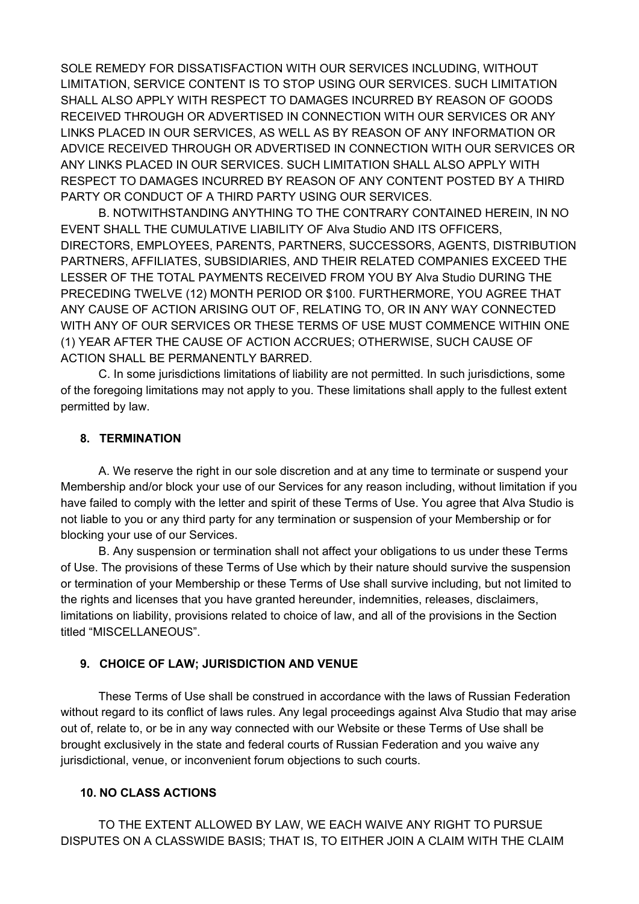SOLE REMEDY FOR DISSATISFACTION WITH OUR SERVICES INCLUDING, WITHOUT LIMITATION, SERVICE CONTENT IS TO STOP USING OUR SERVICES. SUCH LIMITATION SHALL ALSO APPLY WITH RESPECT TO DAMAGES INCURRED BY REASON OF GOODS RECEIVED THROUGH OR ADVERTISED IN CONNECTION WITH OUR SERVICES OR ANY LINKS PLACED IN OUR SERVICES, AS WELL AS BY REASON OF ANY INFORMATION OR ADVICE RECEIVED THROUGH OR ADVERTISED IN CONNECTION WITH OUR SERVICES OR ANY LINKS PLACED IN OUR SERVICES. SUCH LIMITATION SHALL ALSO APPLY WITH RESPECT TO DAMAGES INCURRED BY REASON OF ANY CONTENT POSTED BY A THIRD PARTY OR CONDUCT OF A THIRD PARTY USING OUR SERVICES.

B. NOTWITHSTANDING ANYTHING TO THE CONTRARY CONTAINED HEREIN, IN NO EVENT SHALL THE CUMULATIVE LIABILITY OF Alva Studio AND ITS OFFICERS, DIRECTORS, EMPLOYEES, PARENTS, PARTNERS, SUCCESSORS, AGENTS, DISTRIBUTION PARTNERS, AFFILIATES, SUBSIDIARIES, AND THEIR RELATED COMPANIES EXCEED THE LESSER OF THE TOTAL PAYMENTS RECEIVED FROM YOU BY Alva Studio DURING THE PRECEDING TWELVE (12) MONTH PERIOD OR $100. FURTHERMORE, YOU AGREE THAT ANY CAUSE OF ACTION ARISING OUT OF, RELATING TO, OR IN ANY WAY CONNECTED WITH ANY OF OUR SERVICES OR THESE TERMS OF USE MUST COMMENCE WITHIN ONE (1) YEAR AFTER THE CAUSE OF ACTION ACCRUES; OTHERWISE, SUCH CAUSE OF ACTION SHALL BE PERMANENTLY BARRED.

C. In some jurisdictions limitations of liability are not permitted. In such jurisdictions, some of the foregoing limitations may not apply to you. These limitations shall apply to the fullest extent permitted by law.

**8. TERMINATION**

A. We reserve the right in our sole discretion and at any time to terminate or suspend your Membership and/or block your use of our Services for any reason including, without limitation if you have failed to comply with the letter and spirit of these Terms of Use. You agree that Alva Studio is not liable to you or any third party for any termination or suspension of your Membership or for blocking your use of our Services.

B. Any suspension or termination shall not affect your obligations to us under these Terms of Use. The provisions of these Terms of Use which by their nature should survive the suspension or termination of your Membership or these Terms of Use shall survive including, but not limited to the rights and licenses that you have granted hereunder, indemnities, releases, disclaimers, limitations on liability, provisions related to choice of law, and all of the provisions in the Section titled "MISCELLANEOUS".

**9. CHOICE OF LAW; JURISDICTION AND VENUE**

These Terms of Use shall be construed in accordance with the laws of Russian Federation without regard to its conflict of laws rules. Any legal proceedings against Alva Studio that may arise out of, relate to, or be in any way connected with our Website or these Terms of Use shall be brought exclusively in the state and federal courts of Russian Federation and you waive any jurisdictional, venue, or inconvenient forum objections to such courts.

**10. NO CLASS ACTIONS**

TO THE EXTENT ALLOWED BY LAW, WE EACH WAIVE ANY RIGHT TO PURSUE DISPUTES ON A CLASSWIDE BASIS; THAT IS, TO EITHER JOIN A CLAIM WITH THE CLAIM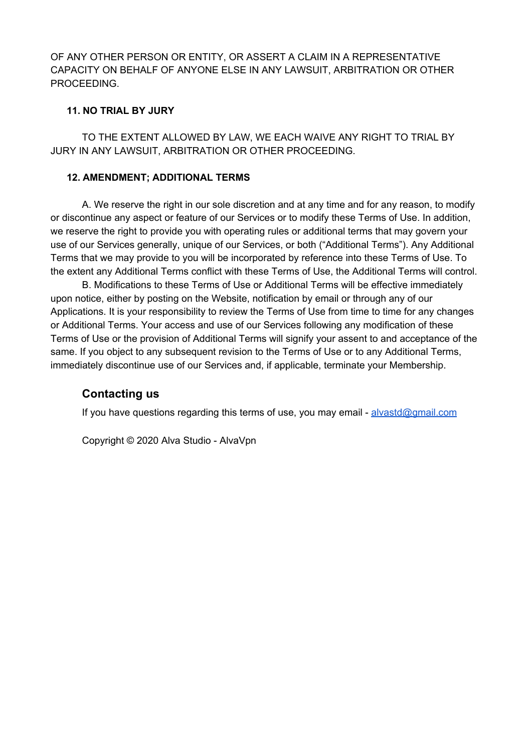OF ANY OTHER PERSON OR ENTITY, OR ASSERT A CLAIM IN A REPRESENTATIVE CAPACITY ON BEHALF OF ANYONE ELSE IN ANY LAWSUIT, ARBITRATION OR OTHER PROCEEDING.

**11. NO TRIAL BY JURY**

TO THE EXTENT ALLOWED BY LAW, WE EACH WAIVE ANY RIGHT TO TRIAL BY JURY IN ANY LAWSUIT, ARBITRATION OR OTHER PROCEEDING.

**12. AMENDMENT; ADDITIONAL TERMS**

A. We reserve the right in our sole discretion and at any time and for any reason, to modify or discontinue any aspect or feature of our Services or to modify these Terms of Use. In addition, we reserve the right to provide you with operating rules or additional terms that may govern your use of our Services generally, unique of our Services, or both ("Additional Terms"). Any Additional Terms that we may provide to you will be incorporated by reference into these Terms of Use. To the extent any Additional Terms conflict with these Terms of Use, the Additional Terms will control.

B. Modifications to these Terms of Use or Additional Terms will be effective immediately upon notice, either by posting on the Website, notification by email or through any of our Applications. It is your responsibility to review the Terms of Use from time to time for any changes or Additional Terms. Your access and use of our Services following any modification of these Terms of Use or the provision of Additional Terms will signify your assent to and acceptance of the same. If you object to any subsequent revision to the Terms of Use or to any Additional Terms, immediately discontinue use of our Services and, if applicable, terminate your Membership.

## Contacting us

If you have questions regarding this terms of use, you may email - alvastd@gmail.com

Copyright © 2020 Alva Studio - AlvaVpn